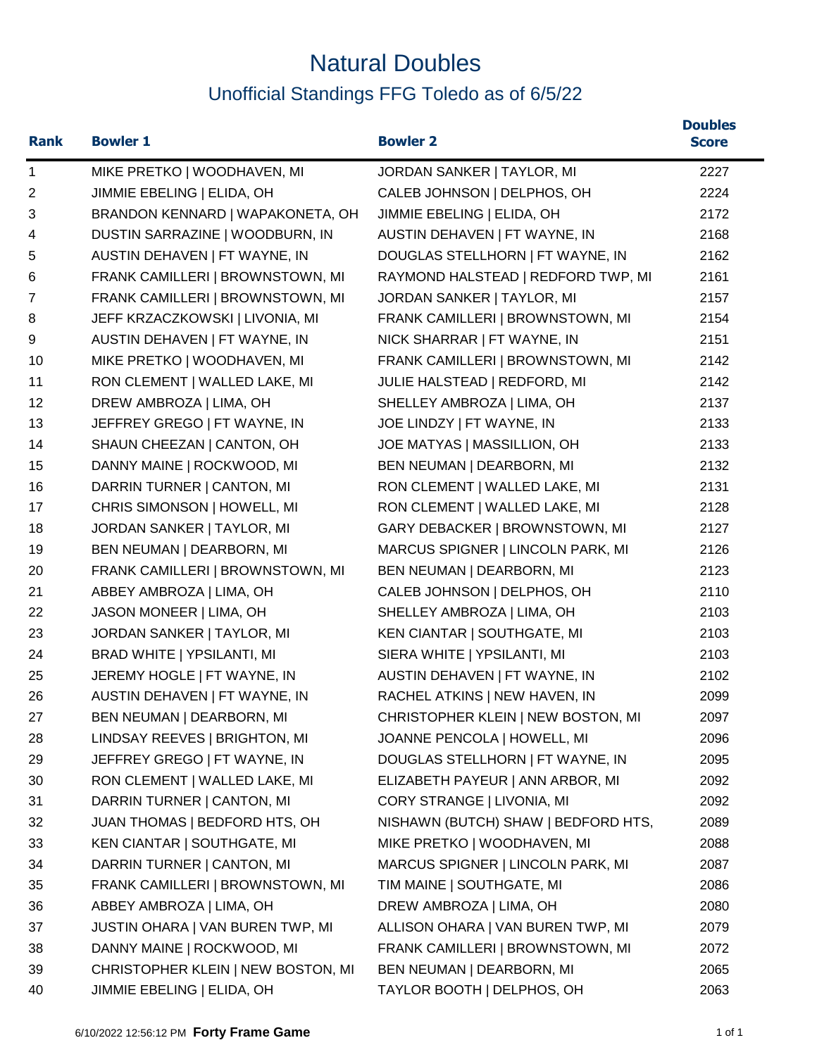# Natural Doubles

## Unofficial Standings FFG Toledo as of 6/5/22

| Rank | Bowler 1 | Bowler 2 | Doubles Score |
|---|---|---|---|
| 1 | MIKE PRETKO \| WOODHAVEN, MI | JORDAN SANKER \| TAYLOR, MI | 2227 |
| 2 | JIMMIE EBELING \| ELIDA, OH | CALEB JOHNSON \| DELPHOS, OH | 2224 |
| 3 | BRANDON KENNARD \| WAPAKONETA, OH | JIMMIE EBELING \| ELIDA, OH | 2172 |
| 4 | DUSTIN SARRAZINE \| WOODBURN, IN | AUSTIN DEHAVEN \| FT WAYNE, IN | 2168 |
| 5 | AUSTIN DEHAVEN \| FT WAYNE, IN | DOUGLAS STELLHORN \| FT WAYNE, IN | 2162 |
| 6 | FRANK CAMILLERI \| BROWNSTOWN, MI | RAYMOND HALSTEAD \| REDFORD TWP, MI | 2161 |
| 7 | FRANK CAMILLERI \| BROWNSTOWN, MI | JORDAN SANKER \| TAYLOR, MI | 2157 |
| 8 | JEFF KRZACZKOWSKI \| LIVONIA, MI | FRANK CAMILLERI \| BROWNSTOWN, MI | 2154 |
| 9 | AUSTIN DEHAVEN \| FT WAYNE, IN | NICK SHARRAR \| FT WAYNE, IN | 2151 |
| 10 | MIKE PRETKO \| WOODHAVEN, MI | FRANK CAMILLERI \| BROWNSTOWN, MI | 2142 |
| 11 | RON CLEMENT \| WALLED LAKE, MI | JULIE HALSTEAD \| REDFORD, MI | 2142 |
| 12 | DREW AMBROZA \| LIMA, OH | SHELLEY AMBROZA \| LIMA, OH | 2137 |
| 13 | JEFFREY GREGO \| FT WAYNE, IN | JOE LINDZY \| FT WAYNE, IN | 2133 |
| 14 | SHAUN CHEEZAN \| CANTON, OH | JOE MATYAS \| MASSILLION, OH | 2133 |
| 15 | DANNY MAINE \| ROCKWOOD, MI | BEN NEUMAN \| DEARBORN, MI | 2132 |
| 16 | DARRIN TURNER \| CANTON, MI | RON CLEMENT \| WALLED LAKE, MI | 2131 |
| 17 | CHRIS SIMONSON \| HOWELL, MI | RON CLEMENT \| WALLED LAKE, MI | 2128 |
| 18 | JORDAN SANKER \| TAYLOR, MI | GARY DEBACKER \| BROWNSTOWN, MI | 2127 |
| 19 | BEN NEUMAN \| DEARBORN, MI | MARCUS SPIGNER \| LINCOLN PARK, MI | 2126 |
| 20 | FRANK CAMILLERI \| BROWNSTOWN, MI | BEN NEUMAN \| DEARBORN, MI | 2123 |
| 21 | ABBEY AMBROZA \| LIMA, OH | CALEB JOHNSON \| DELPHOS, OH | 2110 |
| 22 | JASON MONEER \| LIMA, OH | SHELLEY AMBROZA \| LIMA, OH | 2103 |
| 23 | JORDAN SANKER \| TAYLOR, MI | KEN CIANTAR \| SOUTHGATE, MI | 2103 |
| 24 | BRAD WHITE \| YPSILANTI, MI | SIERA WHITE \| YPSILANTI, MI | 2103 |
| 25 | JEREMY HOGLE \| FT WAYNE, IN | AUSTIN DEHAVEN \| FT WAYNE, IN | 2102 |
| 26 | AUSTIN DEHAVEN \| FT WAYNE, IN | RACHEL ATKINS \| NEW HAVEN, IN | 2099 |
| 27 | BEN NEUMAN \| DEARBORN, MI | CHRISTOPHER KLEIN \| NEW BOSTON, MI | 2097 |
| 28 | LINDSAY REEVES \| BRIGHTON, MI | JOANNE PENCOLA \| HOWELL, MI | 2096 |
| 29 | JEFFREY GREGO \| FT WAYNE, IN | DOUGLAS STELLHORN \| FT WAYNE, IN | 2095 |
| 30 | RON CLEMENT \| WALLED LAKE, MI | ELIZABETH PAYEUR \| ANN ARBOR, MI | 2092 |
| 31 | DARRIN TURNER \| CANTON, MI | CORY STRANGE \| LIVONIA, MI | 2092 |
| 32 | JUAN THOMAS \| BEDFORD HTS, OH | NISHAWN (BUTCH) SHAW \| BEDFORD HTS, | 2089 |
| 33 | KEN CIANTAR \| SOUTHGATE, MI | MIKE PRETKO \| WOODHAVEN, MI | 2088 |
| 34 | DARRIN TURNER \| CANTON, MI | MARCUS SPIGNER \| LINCOLN PARK, MI | 2087 |
| 35 | FRANK CAMILLERI \| BROWNSTOWN, MI | TIM MAINE \| SOUTHGATE, MI | 2086 |
| 36 | ABBEY AMBROZA \| LIMA, OH | DREW AMBROZA \| LIMA, OH | 2080 |
| 37 | JUSTIN OHARA \| VAN BUREN TWP, MI | ALLISON OHARA \| VAN BUREN TWP, MI | 2079 |
| 38 | DANNY MAINE \| ROCKWOOD, MI | FRANK CAMILLERI \| BROWNSTOWN, MI | 2072 |
| 39 | CHRISTOPHER KLEIN \| NEW BOSTON, MI | BEN NEUMAN \| DEARBORN, MI | 2065 |
| 40 | JIMMIE EBELING \| ELIDA, OH | TAYLOR BOOTH \| DELPHOS, OH | 2063 |

6/10/2022 12:56:12 PM **Forty Frame Game**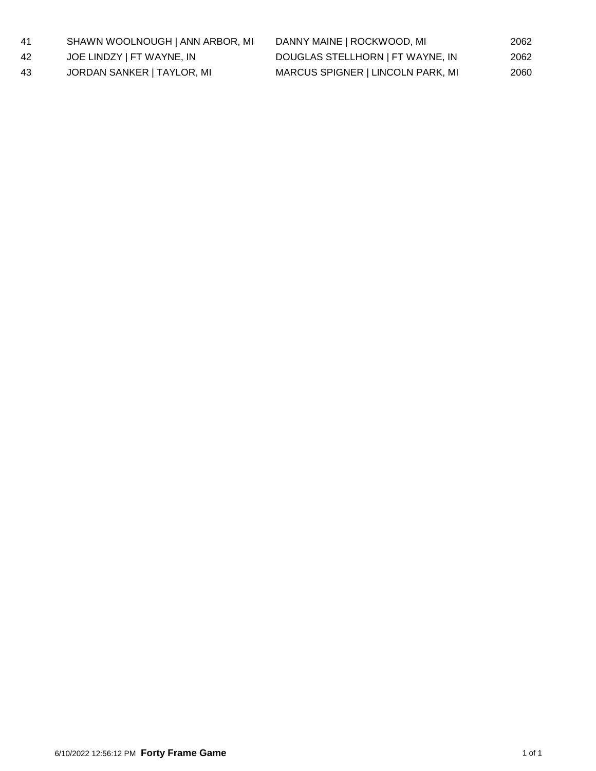| | | | |
|---|---|---|---|
| 41 | SHAWN WOOLNOUGH \| ANN ARBOR, MI | DANNY MAINE \| ROCKWOOD, MI | 2062 |
| 42 | JOE LINDZY \| FT WAYNE, IN | DOUGLAS STELLHORN \| FT WAYNE, IN | 2062 |
| 43 | JORDAN SANKER \| TAYLOR, MI | MARCUS SPIGNER \| LINCOLN PARK, MI | 2060 |